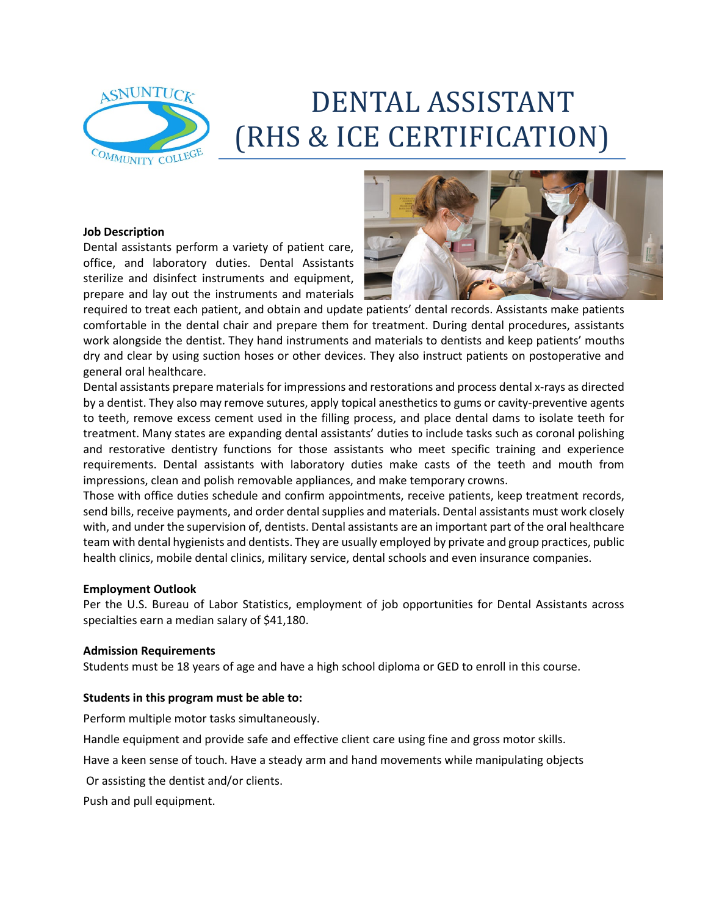# DENTAL ASSISTANT (RHS & ICE CERTIFICATION)

**Job Description**

Dental assistants perform a variety of patient care, office, and laboratory duties. Dental Assistants sterilize and disinfect instruments and equipment, prepare and lay out the instruments and materials required to treat each patient, and obtain and update patients' dental records. Assistants make patients comfortable in the dental chair and prepare them for treatment. During dental procedures, assistants work alongside the dentist. They hand instruments and materials to dentists and keep patients' mouths dry and clear by using suction hoses or other devices. They also instruct patients on postoperative and general oral healthcare.

Dental assistants prepare materials for impressions and restorations and process dental x-rays as directed by a dentist. They also may remove sutures, apply topical anesthetics to gums or cavity-preventive agents to teeth, remove excess cement used in the filling process, and place dental dams to isolate teeth for treatment. Many states are expanding dental assistants' duties to include tasks such as coronal polishing and restorative dentistry functions for those assistants who meet specific training and experience requirements. Dental assistants with laboratory duties make casts of the teeth and mouth from impressions, clean and polish removable appliances, and make temporary crowns.

Those with office duties schedule and confirm appointments, receive patients, keep treatment records, send bills, receive payments, and order dental supplies and materials. Dental assistants must work closely with, and under the supervision of, dentists. Dental assistants are an important part of the oral healthcare team with dental hygienists and dentists. They are usually employed by private and group practices, public health clinics, mobile dental clinics, military service, dental schools and even insurance companies.

**Employment Outlook**

Per the U.S. Bureau of Labor Statistics, employment of job opportunities for Dental Assistants across specialties earn a median salary of $41,180.

**Admission Requirements**

Students must be 18 years of age and have a high school diploma or GED to enroll in this course.

**Students in this program must be able to:**

Perform multiple motor tasks simultaneously.

Handle equipment and provide safe and effective client care using fine and gross motor skills.

Have a keen sense of touch. Have a steady arm and hand movements while manipulating objects

Or assisting the dentist and/or clients.

Push and pull equipment.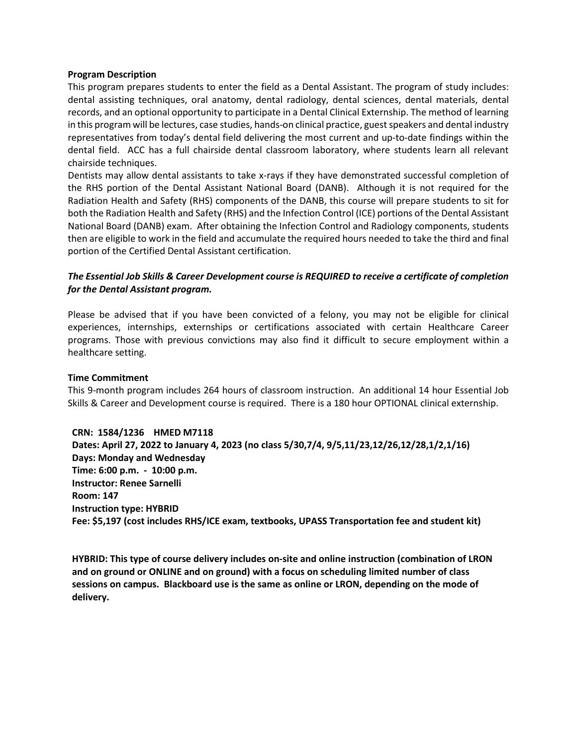**Program Description**

This program prepares students to enter the field as a Dental Assistant. The program of study includes: dental assisting techniques, oral anatomy, dental radiology, dental sciences, dental materials, dental records, and an optional opportunity to participate in a Dental Clinical Externship. The method of learning in this program will be lectures, case studies, hands-on clinical practice, guest speakers and dental industry representatives from today's dental field delivering the most current and up-to-date findings within the dental field. ACC has a full chairside dental classroom laboratory, where students learn all relevant chairside techniques.

Dentists may allow dental assistants to take x-rays if they have demonstrated successful completion of the RHS portion of the Dental Assistant National Board (DANB). Although it is not required for the Radiation Health and Safety (RHS) components of the DANB, this course will prepare students to sit for both the Radiation Health and Safety (RHS) and the Infection Control (ICE) portions of the Dental Assistant National Board (DANB) exam. After obtaining the Infection Control and Radiology components, students then are eligible to work in the field and accumulate the required hours needed to take the third and final portion of the Certified Dental Assistant certification.

***The Essential Job Skills & Career Development course is REQUIRED to receive a certificate of completion for the Dental Assistant program.***

Please be advised that if you have been convicted of a felony, you may not be eligible for clinical experiences, internships, externships or certifications associated with certain Healthcare Career programs. Those with previous convictions may also find it difficult to secure employment within a healthcare setting.

**Time Commitment**

This 9-month program includes 264 hours of classroom instruction. An additional 14 hour Essential Job Skills & Career and Development course is required. There is a 180 hour OPTIONAL clinical externship.

**CRN: 1584/1236 HMED M7118**
**Dates: April 27, 2022 to January 4, 2023 (no class 5/30,7/4, 9/5,11/23,12/26,12/28,1/2,1/16)**
**Days: Monday and Wednesday**
**Time: 6:00 p.m. - 10:00 p.m.**
**Instructor: Renee Sarnelli**
**Room: 147**
**Instruction type: HYBRID**
**Fee: $5,197 (cost includes RHS/ICE exam, textbooks, UPASS Transportation fee and student kit)**

**HYBRID: This type of course delivery includes on-site and online instruction (combination of LRON and on ground or ONLINE and on ground) with a focus on scheduling limited number of class sessions on campus. Blackboard use is the same as online or LRON, depending on the mode of delivery.**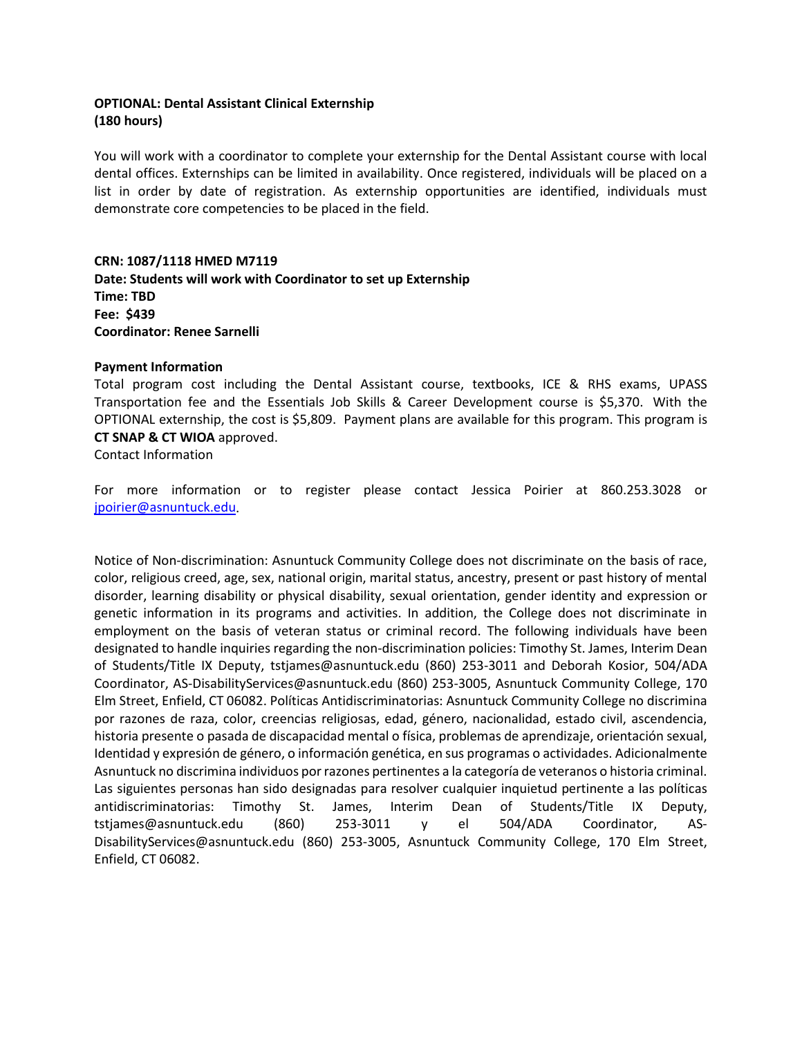**OPTIONAL: Dental Assistant Clinical Externship**
**(180 hours)**

You will work with a coordinator to complete your externship for the Dental Assistant course with local dental offices. Externships can be limited in availability. Once registered, individuals will be placed on a list in order by date of registration. As externship opportunities are identified, individuals must demonstrate core competencies to be placed in the field.

**CRN: 1087/1118 HMED M7119**
**Date: Students will work with Coordinator to set up Externship**
**Time: TBD**
**Fee: $439**
**Coordinator: Renee Sarnelli**

**Payment Information**

Total program cost including the Dental Assistant course, textbooks, ICE & RHS exams, UPASS Transportation fee and the Essentials Job Skills & Career Development course is $5,370. With the OPTIONAL externship, the cost is $5,809. Payment plans are available for this program. This program is **CT SNAP & CT WIOA** approved.

Contact Information

For more information or to register please contact Jessica Poirier at 860.253.3028 or jpoirier@asnuntuck.edu.

Notice of Non-discrimination: Asnuntuck Community College does not discriminate on the basis of race, color, religious creed, age, sex, national origin, marital status, ancestry, present or past history of mental disorder, learning disability or physical disability, sexual orientation, gender identity and expression or genetic information in its programs and activities. In addition, the College does not discriminate in employment on the basis of veteran status or criminal record. The following individuals have been designated to handle inquiries regarding the non-discrimination policies: Timothy St. James, Interim Dean of Students/Title IX Deputy, tstjames@asnuntuck.edu (860) 253-3011 and Deborah Kosior, 504/ADA Coordinator, AS-DisabilityServices@asnuntuck.edu (860) 253-3005, Asnuntuck Community College, 170 Elm Street, Enfield, CT 06082. Políticas Antidiscriminatorias: Asnuntuck Community College no discrimina por razones de raza, color, creencias religiosas, edad, género, nacionalidad, estado civil, ascendencia, historia presente o pasada de discapacidad mental o física, problemas de aprendizaje, orientación sexual, Identidad y expresión de género, o información genética, en sus programas o actividades. Adicionalmente Asnuntuck no discrimina individuos por razones pertinentes a la categoría de veteranos o historia criminal. Las siguientes personas han sido designadas para resolver cualquier inquietud pertinente a las políticas antidiscriminatorias: Timothy St. James, Interim Dean of Students/Title IX Deputy, tstjames@asnuntuck.edu (860) 253-3011 y el 504/ADA Coordinator, AS-DisabilityServices@asnuntuck.edu (860) 253-3005, Asnuntuck Community College, 170 Elm Street, Enfield, CT 06082.